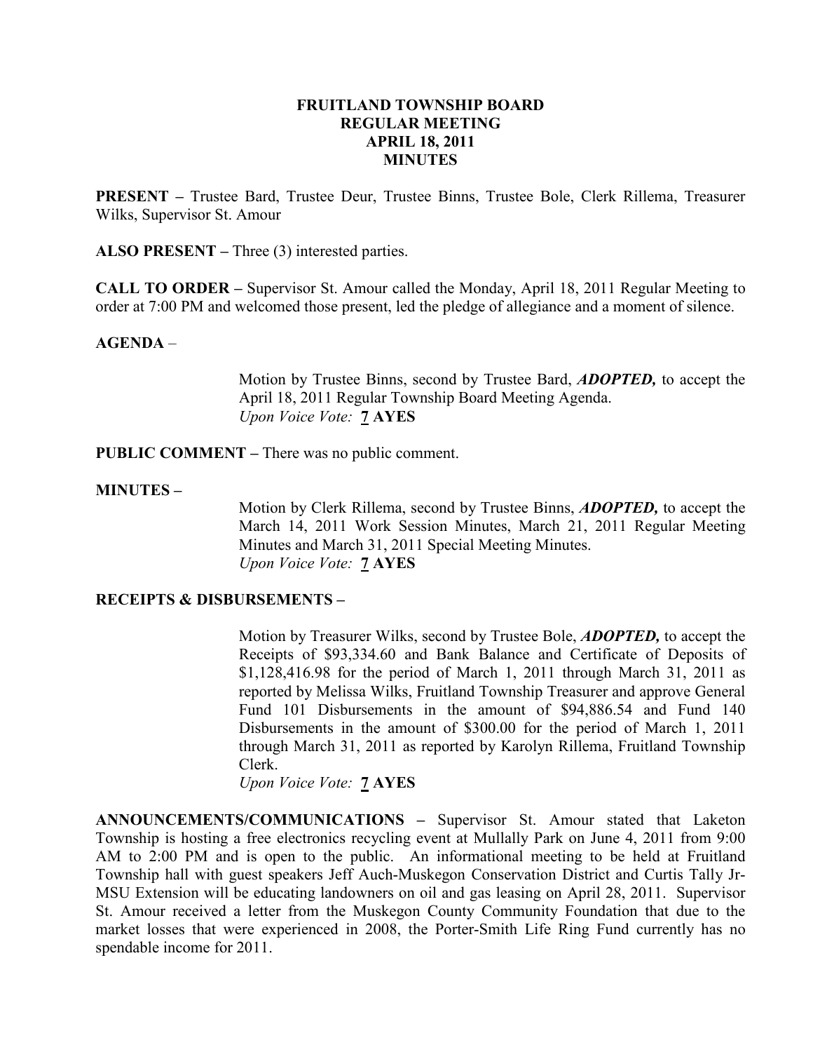# FRUITLAND TOWNSHIP BOARD
## REGULAR MEETING
## APRIL 18, 2011
## MINUTES

**PRESENT –** Trustee Bard, Trustee Deur, Trustee Binns, Trustee Bole, Clerk Rillema, Treasurer Wilks, Supervisor St. Amour

**ALSO PRESENT –** Three (3) interested parties.

**CALL TO ORDER –** Supervisor St. Amour called the Monday, April 18, 2011 Regular Meeting to order at 7:00 PM and welcomed those present, led the pledge of allegiance and a moment of silence.

**AGENDA** –

> Motion by Trustee Binns, second by Trustee Bard, ***ADOPTED,*** to accept the April 18, 2011 Regular Township Board Meeting Agenda.
> *Upon Voice Vote:* **7 AYES**

**PUBLIC COMMENT –** There was no public comment.

**MINUTES –**

> Motion by Clerk Rillema, second by Trustee Binns, ***ADOPTED,*** to accept the March 14, 2011 Work Session Minutes, March 21, 2011 Regular Meeting Minutes and March 31, 2011 Special Meeting Minutes.
> *Upon Voice Vote:* **7 AYES**

**RECEIPTS & DISBURSEMENTS –**

> Motion by Treasurer Wilks, second by Trustee Bole, ***ADOPTED,*** to accept the Receipts of $93,334.60 and Bank Balance and Certificate of Deposits of $1,128,416.98 for the period of March 1, 2011 through March 31, 2011 as reported by Melissa Wilks, Fruitland Township Treasurer and approve General Fund 101 Disbursements in the amount of $94,886.54 and Fund 140 Disbursements in the amount of $300.00 for the period of March 1, 2011 through March 31, 2011 as reported by Karolyn Rillema, Fruitland Township Clerk.
> *Upon Voice Vote:* **7 AYES**

**ANNOUNCEMENTS/COMMUNICATIONS –** Supervisor St. Amour stated that Laketon Township is hosting a free electronics recycling event at Mullally Park on June 4, 2011 from 9:00 AM to 2:00 PM and is open to the public. An informational meeting to be held at Fruitland Township hall with guest speakers Jeff Auch-Muskegon Conservation District and Curtis Tally Jr-MSU Extension will be educating landowners on oil and gas leasing on April 28, 2011. Supervisor St. Amour received a letter from the Muskegon County Community Foundation that due to the market losses that were experienced in 2008, the Porter-Smith Life Ring Fund currently has no spendable income for 2011.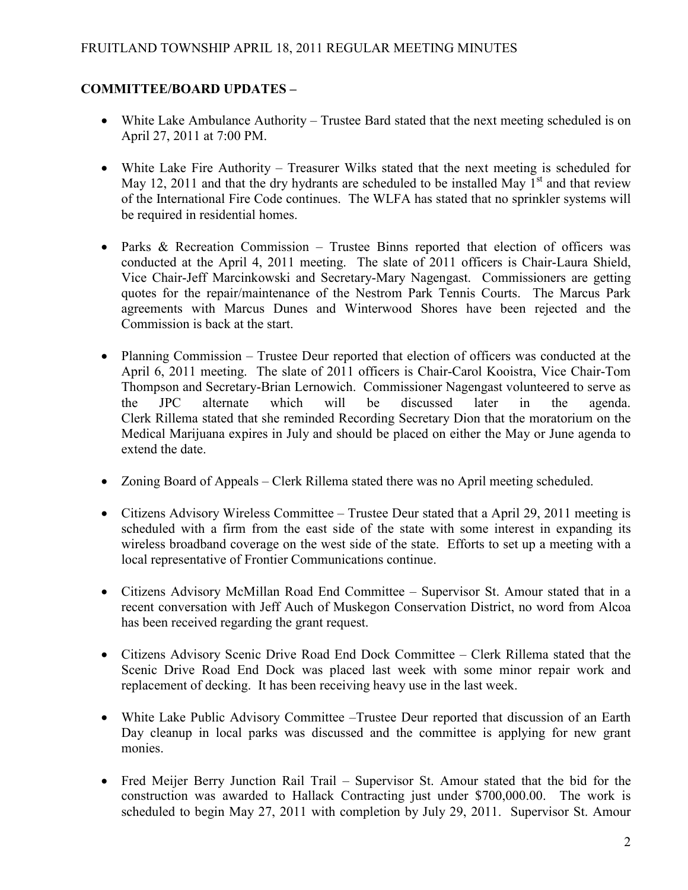**COMMITTEE/BOARD UPDATES –**

- White Lake Ambulance Authority – Trustee Bard stated that the next meeting scheduled is on April 27, 2011 at 7:00 PM.

- White Lake Fire Authority – Treasurer Wilks stated that the next meeting is scheduled for May 12, 2011 and that the dry hydrants are scheduled to be installed May 1st and that review of the International Fire Code continues. The WLFA has stated that no sprinkler systems will be required in residential homes.

- Parks & Recreation Commission – Trustee Binns reported that election of officers was conducted at the April 4, 2011 meeting. The slate of 2011 officers is Chair-Laura Shield, Vice Chair-Jeff Marcinkowski and Secretary-Mary Nagengast. Commissioners are getting quotes for the repair/maintenance of the Nestrom Park Tennis Courts. The Marcus Park agreements with Marcus Dunes and Winterwood Shores have been rejected and the Commission is back at the start.

- Planning Commission – Trustee Deur reported that election of officers was conducted at the April 6, 2011 meeting. The slate of 2011 officers is Chair-Carol Kooistra, Vice Chair-Tom Thompson and Secretary-Brian Lernowich. Commissioner Nagengast volunteered to serve as the JPC alternate which will be discussed later in the agenda. Clerk Rillema stated that she reminded Recording Secretary Dion that the moratorium on the Medical Marijuana expires in July and should be placed on either the May or June agenda to extend the date.

- Zoning Board of Appeals – Clerk Rillema stated there was no April meeting scheduled.

- Citizens Advisory Wireless Committee – Trustee Deur stated that a April 29, 2011 meeting is scheduled with a firm from the east side of the state with some interest in expanding its wireless broadband coverage on the west side of the state. Efforts to set up a meeting with a local representative of Frontier Communications continue.

- Citizens Advisory McMillan Road End Committee – Supervisor St. Amour stated that in a recent conversation with Jeff Auch of Muskegon Conservation District, no word from Alcoa has been received regarding the grant request.

- Citizens Advisory Scenic Drive Road End Dock Committee – Clerk Rillema stated that the Scenic Drive Road End Dock was placed last week with some minor repair work and replacement of decking. It has been receiving heavy use in the last week.

- White Lake Public Advisory Committee –Trustee Deur reported that discussion of an Earth Day cleanup in local parks was discussed and the committee is applying for new grant monies.

- Fred Meijer Berry Junction Rail Trail – Supervisor St. Amour stated that the bid for the construction was awarded to Hallack Contracting just under $700,000.00. The work is scheduled to begin May 27, 2011 with completion by July 29, 2011. Supervisor St. Amour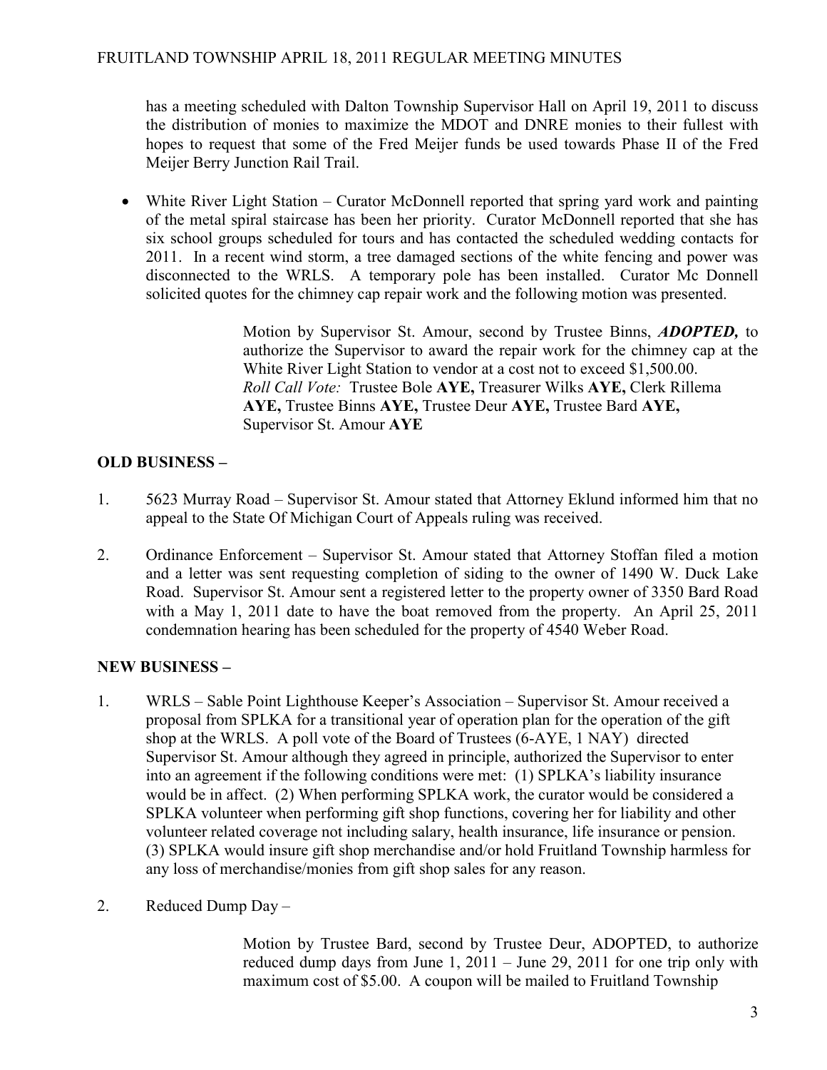has a meeting scheduled with Dalton Township Supervisor Hall on April 19, 2011 to discuss the distribution of monies to maximize the MDOT and DNRE monies to their fullest with hopes to request that some of the Fred Meijer funds be used towards Phase II of the Fred Meijer Berry Junction Rail Trail.

- White River Light Station – Curator McDonnell reported that spring yard work and painting of the metal spiral staircase has been her priority. Curator McDonnell reported that she has six school groups scheduled for tours and has contacted the scheduled wedding contacts for 2011. In a recent wind storm, a tree damaged sections of the white fencing and power was disconnected to the WRLS. A temporary pole has been installed. Curator Mc Donnell solicited quotes for the chimney cap repair work and the following motion was presented.

> Motion by Supervisor St. Amour, second by Trustee Binns, ***ADOPTED,*** to authorize the Supervisor to award the repair work for the chimney cap at the White River Light Station to vendor at a cost not to exceed $1,500.00.
> *Roll Call Vote:* Trustee Bole **AYE,** Treasurer Wilks **AYE,** Clerk Rillema **AYE,** Trustee Binns **AYE,** Trustee Deur **AYE,** Trustee Bard **AYE,** Supervisor St. Amour **AYE**

## OLD BUSINESS –

1. 5623 Murray Road – Supervisor St. Amour stated that Attorney Eklund informed him that no appeal to the State Of Michigan Court of Appeals ruling was received.

2. Ordinance Enforcement – Supervisor St. Amour stated that Attorney Stoffan filed a motion and a letter was sent requesting completion of siding to the owner of 1490 W. Duck Lake Road. Supervisor St. Amour sent a registered letter to the property owner of 3350 Bard Road with a May 1, 2011 date to have the boat removed from the property. An April 25, 2011 condemnation hearing has been scheduled for the property of 4540 Weber Road.

## NEW BUSINESS –

1. WRLS – Sable Point Lighthouse Keeper's Association – Supervisor St. Amour received a proposal from SPLKA for a transitional year of operation plan for the operation of the gift shop at the WRLS. A poll vote of the Board of Trustees (6-AYE, 1 NAY) directed Supervisor St. Amour although they agreed in principle, authorized the Supervisor to enter into an agreement if the following conditions were met: (1) SPLKA's liability insurance would be in affect. (2) When performing SPLKA work, the curator would be considered a SPLKA volunteer when performing gift shop functions, covering her for liability and other volunteer related coverage not including salary, health insurance, life insurance or pension. (3) SPLKA would insure gift shop merchandise and/or hold Fruitland Township harmless for any loss of merchandise/monies from gift shop sales for any reason.

2. Reduced Dump Day –

> Motion by Trustee Bard, second by Trustee Deur, ADOPTED, to authorize reduced dump days from June 1, 2011 – June 29, 2011 for one trip only with maximum cost of $5.00. A coupon will be mailed to Fruitland Township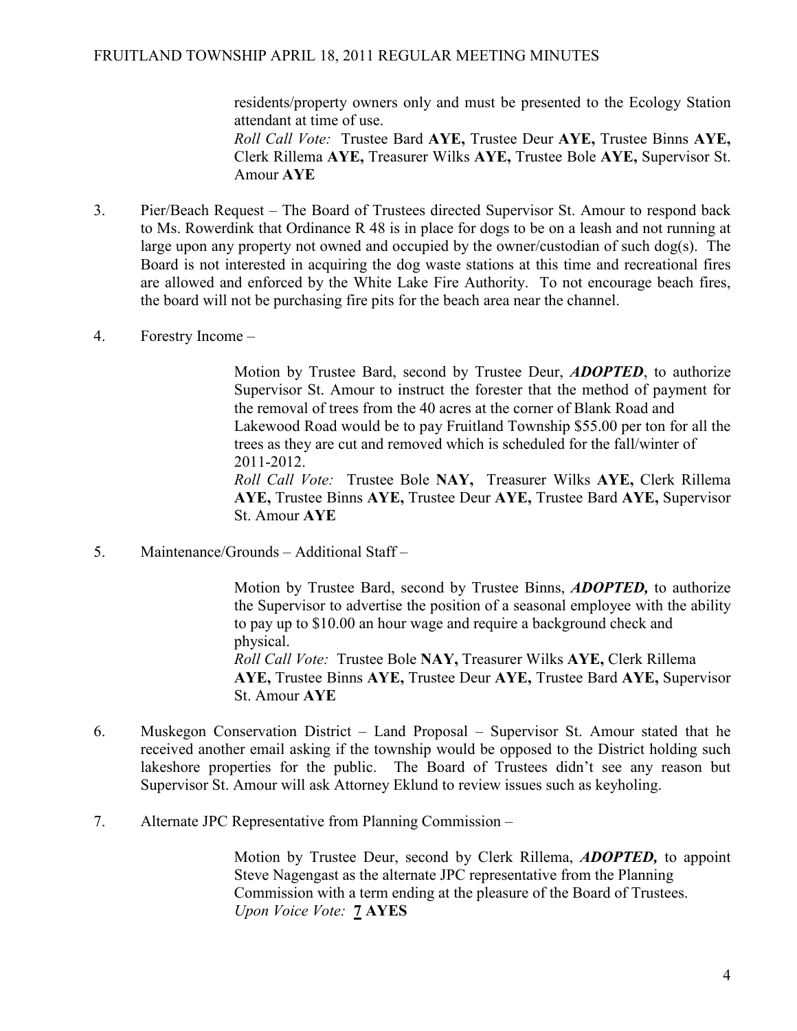residents/property owners only and must be presented to the Ecology Station attendant at time of use.
*Roll Call Vote:* Trustee Bard **AYE,** Trustee Deur **AYE,** Trustee Binns **AYE,** Clerk Rillema **AYE,** Treasurer Wilks **AYE,** Trustee Bole **AYE,** Supervisor St. Amour **AYE**

3. Pier/Beach Request – The Board of Trustees directed Supervisor St. Amour to respond back to Ms. Rowerdink that Ordinance R 48 is in place for dogs to be on a leash and not running at large upon any property not owned and occupied by the owner/custodian of such dog(s). The Board is not interested in acquiring the dog waste stations at this time and recreational fires are allowed and enforced by the White Lake Fire Authority. To not encourage beach fires, the board will not be purchasing fire pits for the beach area near the channel.

4. Forestry Income –

   Motion by Trustee Bard, second by Trustee Deur, ***ADOPTED***, to authorize Supervisor St. Amour to instruct the forester that the method of payment for the removal of trees from the 40 acres at the corner of Blank Road and Lakewood Road would be to pay Fruitland Township $55.00 per ton for all the trees as they are cut and removed which is scheduled for the fall/winter of 2011-2012.
   *Roll Call Vote:* Trustee Bole **NAY,** Treasurer Wilks **AYE,** Clerk Rillema **AYE,** Trustee Binns **AYE,** Trustee Deur **AYE,** Trustee Bard **AYE,** Supervisor St. Amour **AYE**

5. Maintenance/Grounds – Additional Staff –

   Motion by Trustee Bard, second by Trustee Binns, ***ADOPTED,*** to authorize the Supervisor to advertise the position of a seasonal employee with the ability to pay up to $10.00 an hour wage and require a background check and physical.
   *Roll Call Vote:* Trustee Bole **NAY,** Treasurer Wilks **AYE,** Clerk Rillema **AYE,** Trustee Binns **AYE,** Trustee Deur **AYE,** Trustee Bard **AYE,** Supervisor St. Amour **AYE**

6. Muskegon Conservation District – Land Proposal – Supervisor St. Amour stated that he received another email asking if the township would be opposed to the District holding such lakeshore properties for the public. The Board of Trustees didn't see any reason but Supervisor St. Amour will ask Attorney Eklund to review issues such as keyholing.

7. Alternate JPC Representative from Planning Commission –

   Motion by Trustee Deur, second by Clerk Rillema, ***ADOPTED,*** to appoint Steve Nagengast as the alternate JPC representative from the Planning Commission with a term ending at the pleasure of the Board of Trustees.
   *Upon Voice Vote:* **7 AYES**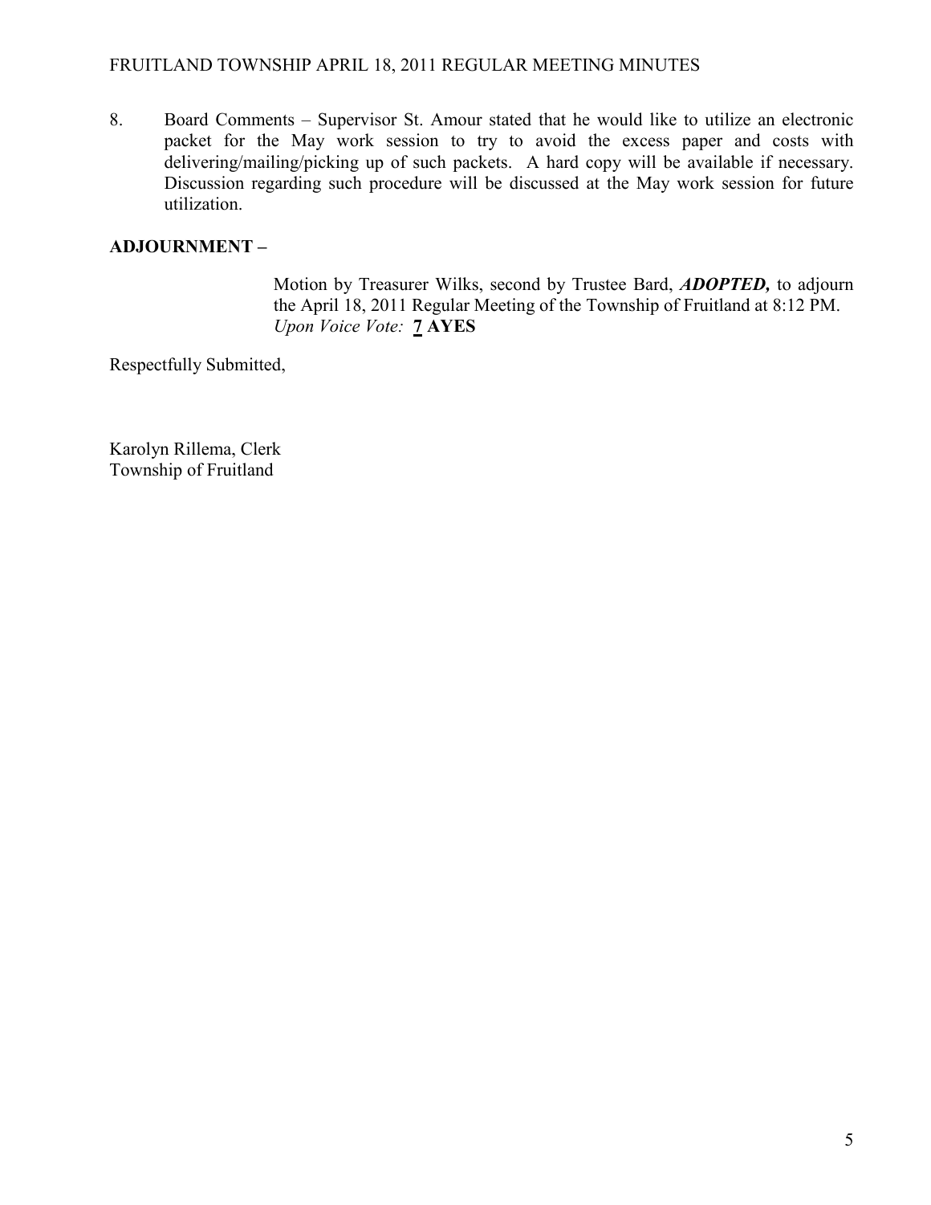8. Board Comments – Supervisor St. Amour stated that he would like to utilize an electronic packet for the May work session to try to avoid the excess paper and costs with delivering/mailing/picking up of such packets. A hard copy will be available if necessary. Discussion regarding such procedure will be discussed at the May work session for future utilization.

**ADJOURNMENT –**

Motion by Treasurer Wilks, second by Trustee Bard, ***ADOPTED,*** to adjourn the April 18, 2011 Regular Meeting of the Township of Fruitland at 8:12 PM.
*Upon Voice Vote:* **7 AYES**

Respectfully Submitted,

Karolyn Rillema, Clerk
Township of Fruitland